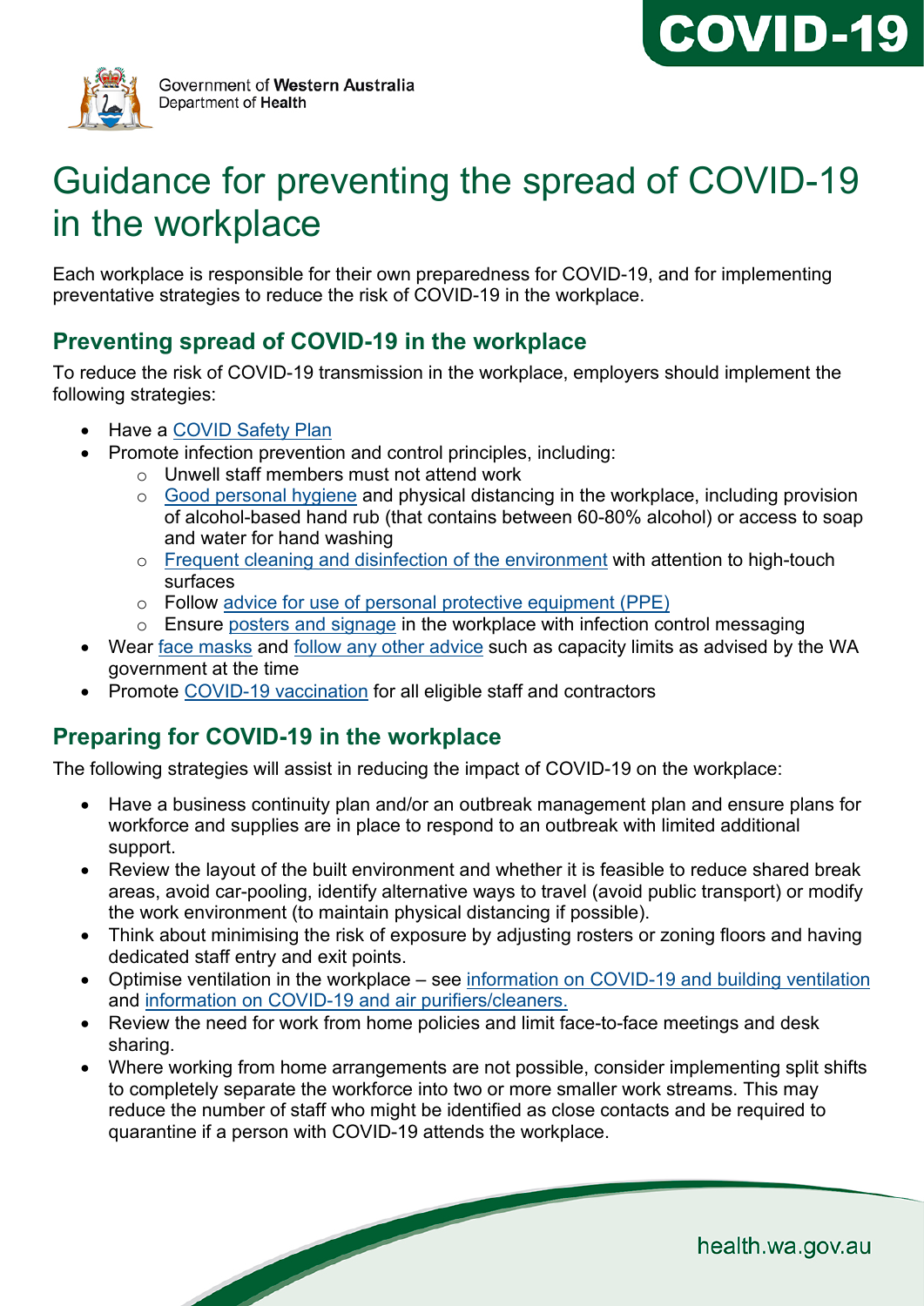Government of **Western Australia**
Department of **Health**

**COVID-19**

# Guidance for preventing the spread of COVID-19 in the workplace

Each workplace is responsible for their own preparedness for COVID-19, and for implementing preventative strategies to reduce the risk of COVID-19 in the workplace.

## Preventing spread of COVID-19 in the workplace

To reduce the risk of COVID-19 transmission in the workplace, employers should implement the following strategies:

- Have a COVID Safety Plan
- Promote infection prevention and control principles, including:
  - Unwell staff members must not attend work
  - Good personal hygiene and physical distancing in the workplace, including provision of alcohol-based hand rub (that contains between 60-80% alcohol) or access to soap and water for hand washing
  - Frequent cleaning and disinfection of the environment with attention to high-touch surfaces
  - Follow advice for use of personal protective equipment (PPE)
  - Ensure posters and signage in the workplace with infection control messaging
- Wear face masks and follow any other advice such as capacity limits as advised by the WA government at the time
- Promote COVID-19 vaccination for all eligible staff and contractors

## Preparing for COVID-19 in the workplace

The following strategies will assist in reducing the impact of COVID-19 on the workplace:

- Have a business continuity plan and/or an outbreak management plan and ensure plans for workforce and supplies are in place to respond to an outbreak with limited additional support.
- Review the layout of the built environment and whether it is feasible to reduce shared break areas, avoid car-pooling, identify alternative ways to travel (avoid public transport) or modify the work environment (to maintain physical distancing if possible).
- Think about minimising the risk of exposure by adjusting rosters or zoning floors and having dedicated staff entry and exit points.
- Optimise ventilation in the workplace – see information on COVID-19 and building ventilation and information on COVID-19 and air purifiers/cleaners.
- Review the need for work from home policies and limit face-to-face meetings and desk sharing.
- Where working from home arrangements are not possible, consider implementing split shifts to completely separate the workforce into two or more smaller work streams. This may reduce the number of staff who might be identified as close contacts and be required to quarantine if a person with COVID-19 attends the workplace.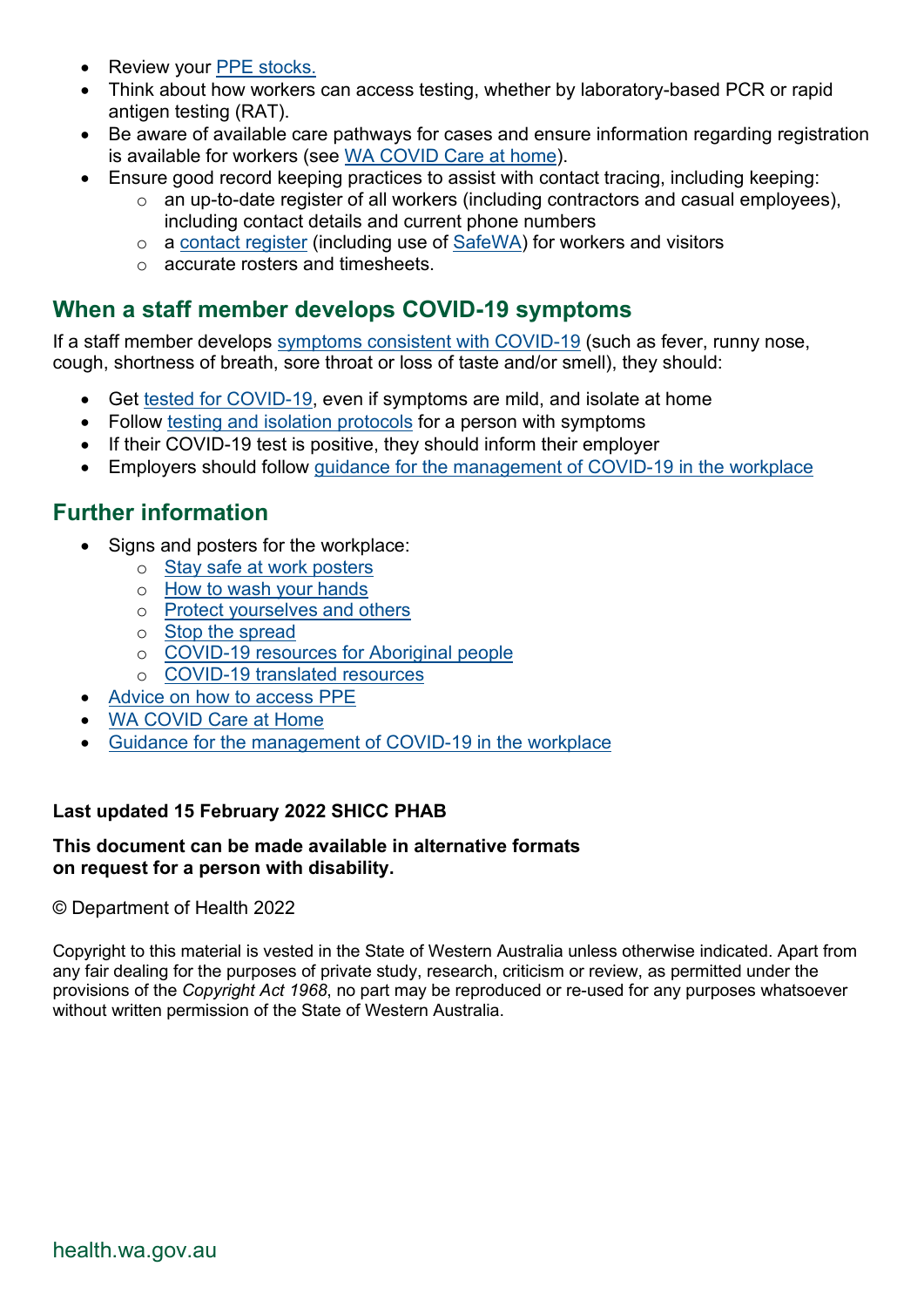- Review your PPE stocks.
- Think about how workers can access testing, whether by laboratory-based PCR or rapid antigen testing (RAT).
- Be aware of available care pathways for cases and ensure information regarding registration is available for workers (see WA COVID Care at home).
- Ensure good record keeping practices to assist with contact tracing, including keeping:
  - an up-to-date register of all workers (including contractors and casual employees), including contact details and current phone numbers
  - a contact register (including use of SafeWA) for workers and visitors
  - accurate rosters and timesheets.

## When a staff member develops COVID-19 symptoms

If a staff member develops symptoms consistent with COVID-19 (such as fever, runny nose, cough, shortness of breath, sore throat or loss of taste and/or smell), they should:

- Get tested for COVID-19, even if symptoms are mild, and isolate at home
- Follow testing and isolation protocols for a person with symptoms
- If their COVID-19 test is positive, they should inform their employer
- Employers should follow guidance for the management of COVID-19 in the workplace

## Further information

- Signs and posters for the workplace:
  - Stay safe at work posters
  - How to wash your hands
  - Protect yourselves and others
  - Stop the spread
  - COVID-19 resources for Aboriginal people
  - COVID-19 translated resources
- Advice on how to access PPE
- WA COVID Care at Home
- Guidance for the management of COVID-19 in the workplace

**Last updated 15 February 2022 SHICC PHAB**

**This document can be made available in alternative formats on request for a person with disability.**

© Department of Health 2022

Copyright to this material is vested in the State of Western Australia unless otherwise indicated. Apart from any fair dealing for the purposes of private study, research, criticism or review, as permitted under the provisions of the *Copyright Act 1968*, no part may be reproduced or re-used for any purposes whatsoever without written permission of the State of Western Australia.

health.wa.gov.au